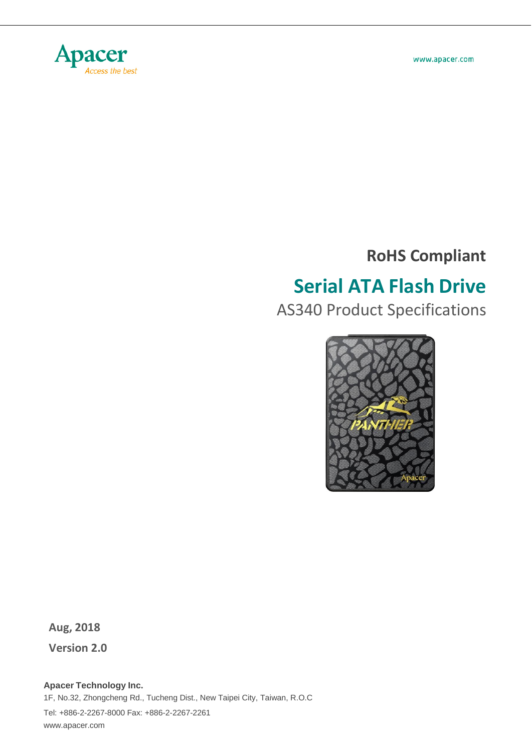Apacer

*Access the best*

www.apacer.com

# RoHS Compliant

# Serial ATA Flash Drive

## AS340 Product Specifications

**Aug, 2018**

**Version 2.0**

**Apacer Technology Inc.**

1F, No.32, Zhongcheng Rd., Tucheng Dist., New Taipei City, Taiwan, R.O.C

Tel: +886-2-2267-8000 Fax: +886-2-2267-2261

www.apacer.com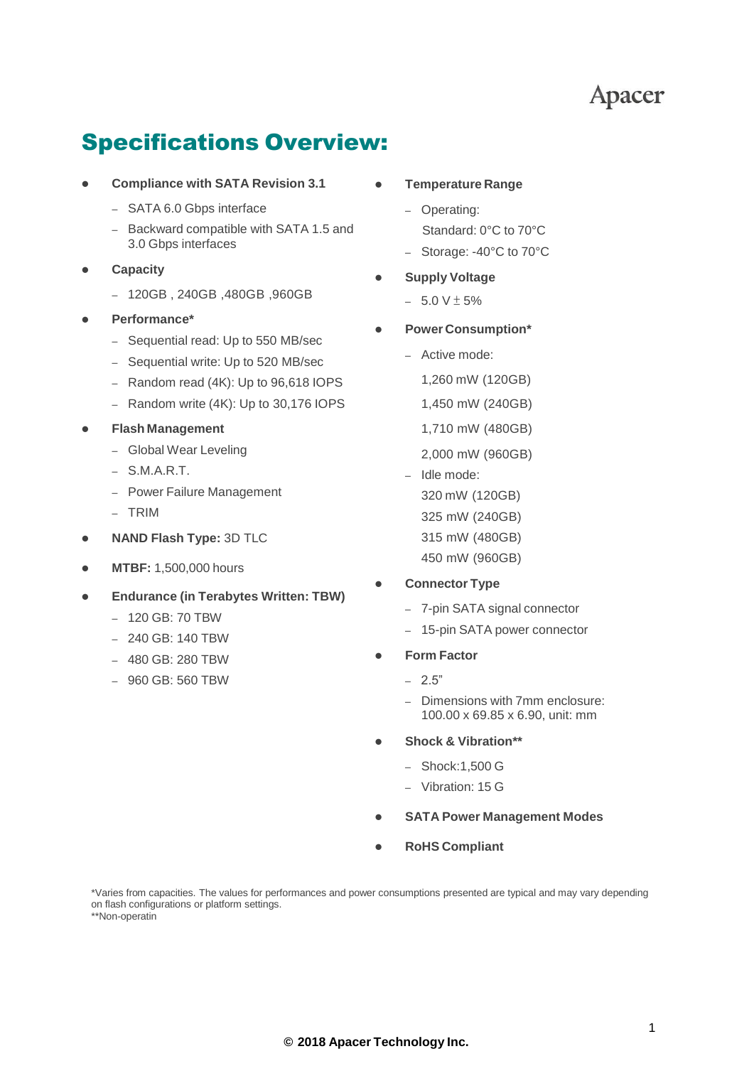# Specifications Overview:

- **Compliance with SATA Revision 3.1**
  - SATA 6.0 Gbps interface
  - Backward compatible with SATA 1.5 and 3.0 Gbps interfaces
- **Capacity**
  - 120GB , 240GB ,480GB ,960GB
- **Performance***
  - Sequential read: Up to 550 MB/sec
  - Sequential write: Up to 520 MB/sec
  - Random read (4K): Up to 96,618 IOPS
  - Random write (4K): Up to 30,176 IOPS
- **Flash Management**
  - Global Wear Leveling
  - S.M.A.R.T.
  - Power Failure Management
  - TRIM
- **NAND Flash Type:** 3D TLC
- **MTBF:** 1,500,000 hours
- **Endurance (in Terabytes Written: TBW)**
  - 120 GB: 70 TBW
  - 240 GB: 140 TBW
  - 480 GB: 280 TBW
  - 960 GB: 560 TBW
- **Temperature Range**
  - Operating:
    Standard: 0°C to 70°C
  - Storage: -40°C to 70°C
- **Supply Voltage**
  - 5.0 V ± 5%
- **Power Consumption***
  - Active mode:
    1,260 mW (120GB)
    1,450 mW (240GB)
    1,710 mW (480GB)
    2,000 mW (960GB)
  - Idle mode:
    320 mW (120GB)
    325 mW (240GB)
    315 mW (480GB)
    450 mW (960GB)
- **Connector Type**
  - 7-pin SATA signal connector
  - 15-pin SATA power connector
- **Form Factor**
  - 2.5"
  - Dimensions with 7mm enclosure: 100.00 x 69.85 x 6.90, unit: mm
- **Shock & Vibration****
  - Shock:1,500 G
  - Vibration: 15 G
- **SATA Power Management Modes**
- **RoHS Compliant**

*Varies from capacities. The values for performances and power consumptions presented are typical and may vary depending on flash configurations or platform settings.
**Non-operatin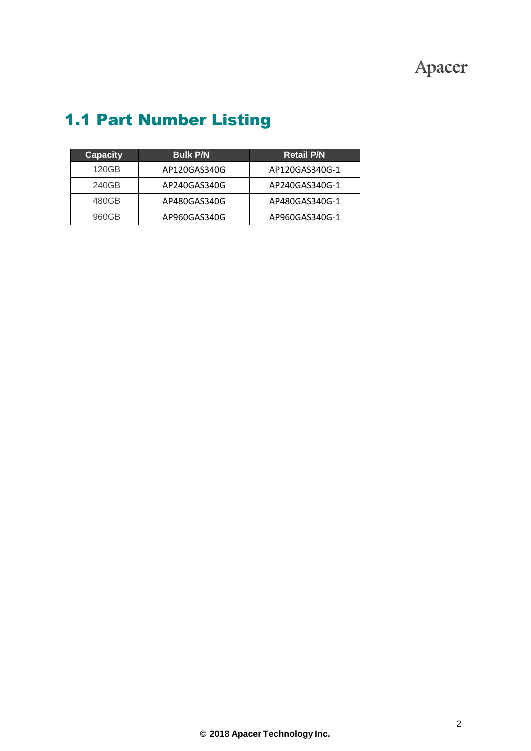## 1.1 Part Number Listing

| Capacity | Bulk P/N | Retail P/N |
| --- | --- | --- |
| 120GB | AP120GAS340G | AP120GAS340G-1 |
| 240GB | AP240GAS340G | AP240GAS340G-1 |
| 480GB | AP480GAS340G | AP480GAS340G-1 |
| 960GB | AP960GAS340G | AP960GAS340G-1 |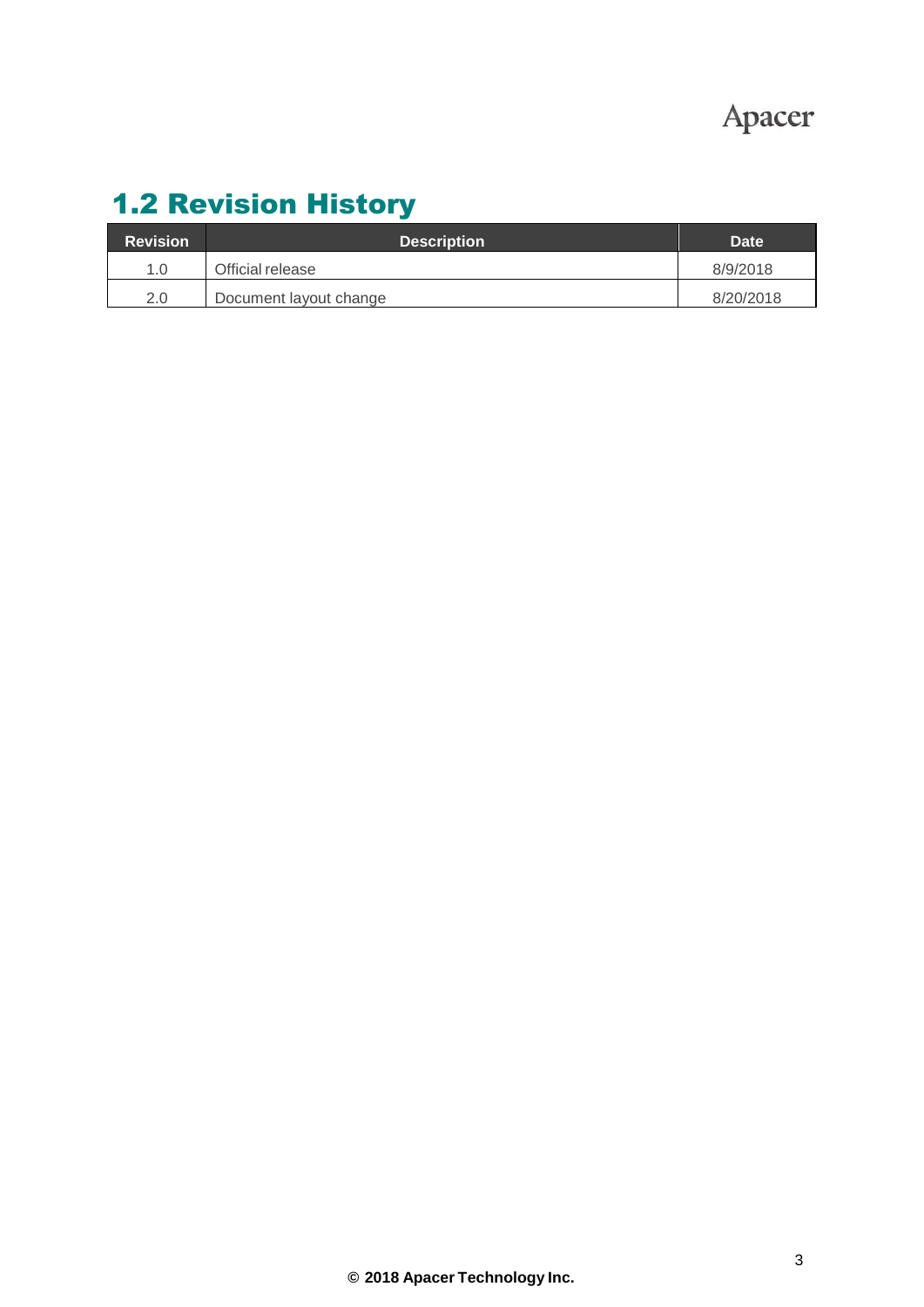## 1.2 Revision History

| Revision | Description | Date |
|---|---|---|
| 1.0 | Official release | 8/9/2018 |
| 2.0 | Document layout change | 8/20/2018 |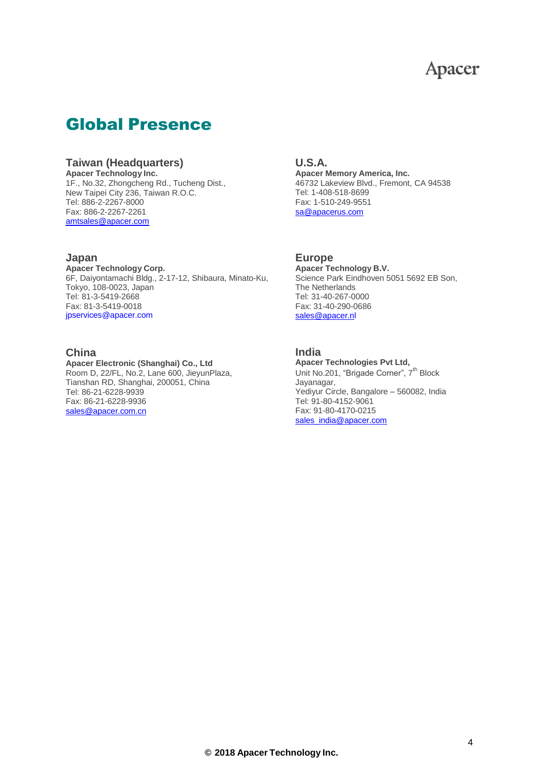# Global Presence

### Taiwan (Headquarters)

**Apacer Technology Inc.**
1F., No.32, Zhongcheng Rd., Tucheng Dist.,
New Taipei City 236, Taiwan R.O.C.
Tel: 886-2-2267-8000
Fax: 886-2-2267-2261
amtsales@apacer.com

### U.S.A.

**Apacer Memory America, Inc.**
46732 Lakeview Blvd., Fremont, CA 94538
Tel: 1-408-518-8699
Fax: 1-510-249-9551
sa@apacerus.com

### Japan

**Apacer Technology Corp.**
6F, Daiyontamachi Bldg., 2-17-12, Shibaura, Minato-Ku,
Tokyo, 108-0023, Japan
Tel: 81-3-5419-2668
Fax: 81-3-5419-0018
jpservices@apacer.com

### Europe

**Apacer Technology B.V.**
Science Park Eindhoven 5051 5692 EB Son,
The Netherlands
Tel: 31-40-267-0000
Fax: 31-40-290-0686
sales@apacer.nl

### China

**Apacer Electronic (Shanghai) Co., Ltd**
Room D, 22/FL, No.2, Lane 600, JieyunPlaza,
Tianshan RD, Shanghai, 200051, China
Tel: 86-21-6228-9939
Fax: 86-21-6228-9936
sales@apacer.com.cn

### India

**Apacer Technologies Pvt Ltd,**
Unit No.201, “Brigade Corner”, 7th Block
Jayanagar,
Yediyur Circle, Bangalore – 560082, India
Tel: 91-80-4152-9061
Fax: 91-80-4170-0215
sales_india@apacer.com

**© 2018 Apacer Technology Inc.**